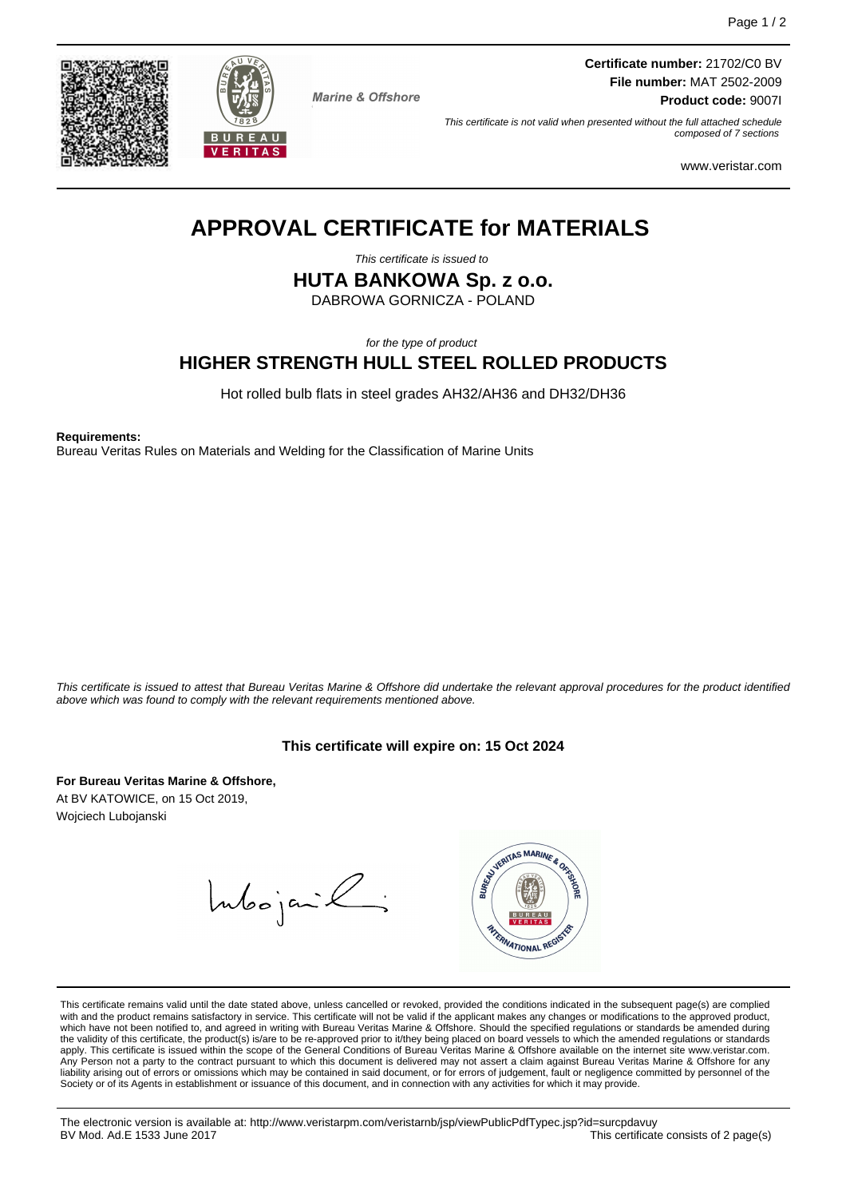**Certificate number:** 21702/C0 BV
**File number:** MAT 2502-2009
**Product code:** 9007I

Marine & Offshore

*This certificate is not valid when presented without the full attached schedule composed of 7 sections*

www.veristar.com

# APPROVAL CERTIFICATE for MATERIALS

*This certificate is issued to*

## HUTA BANKOWA Sp. z o.o.

DABROWA GORNICZA - POLAND

*for the type of product*

## HIGHER STRENGTH HULL STEEL ROLLED PRODUCTS

Hot rolled bulb flats in steel grades AH32/AH36 and DH32/DH36

**Requirements:**
Bureau Veritas Rules on Materials and Welding for the Classification of Marine Units

*This certificate is issued to attest that Bureau Veritas Marine & Offshore did undertake the relevant approval procedures for the product identified above which was found to comply with the relevant requirements mentioned above.*

**This certificate will expire on: 15 Oct 2024**

**For Bureau Veritas Marine & Offshore,**
At BV KATOWICE, on 15 Oct 2019,
Wojciech Lubojanski

This certificate remains valid until the date stated above, unless cancelled or revoked, provided the conditions indicated in the subsequent page(s) are complied with and the product remains satisfactory in service. This certificate will not be valid if the applicant makes any changes or modifications to the approved product, which have not been notified to, and agreed in writing with Bureau Veritas Marine & Offshore. Should the specified regulations or standards be amended during the validity of this certificate, the product(s) is/are to be re-approved prior to it/they being placed on board vessels to which the amended regulations or standards apply. This certificate is issued within the scope of the General Conditions of Bureau Veritas Marine & Offshore available on the internet site www.veristar.com. Any Person not a party to the contract pursuant to which this document is delivered may not assert a claim against Bureau Veritas Marine & Offshore for any liability arising out of errors or omissions which may be contained in said document, or for errors of judgement, fault or negligence committed by personnel of the Society or of its Agents in establishment or issuance of this document, and in connection with any activities for which it may provide.

The electronic version is available at: http://www.veristarpm.com/veristarnb/jsp/viewPublicPdfTypec.jsp?id=surcpdavuy
BV Mod. Ad.E 1533 June 2017
This certificate consists of 2 page(s)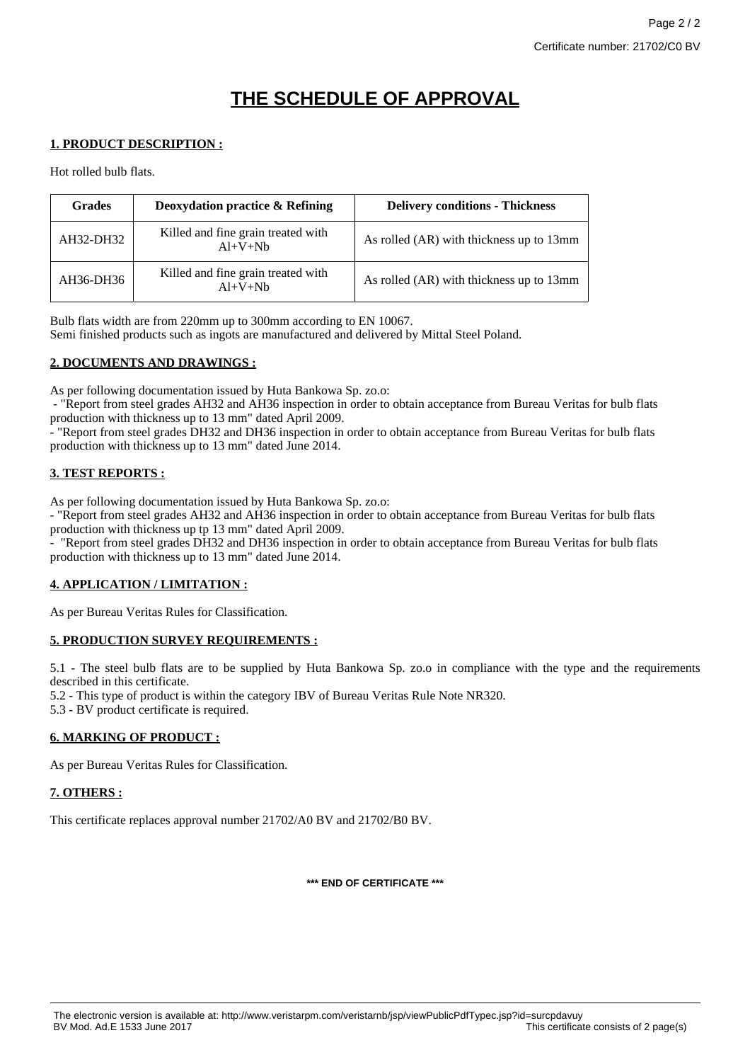Certificate number: 21702/C0 BV

# THE SCHEDULE OF APPROVAL

## 1. PRODUCT DESCRIPTION :

Hot rolled bulb flats.

| Grades | Deoxydation practice & Refining | Delivery conditions - Thickness |
|---|---|---|
| AH32-DH32 | Killed and fine grain treated with Al+V+Nb | As rolled (AR) with thickness up to 13mm |
| AH36-DH36 | Killed and fine grain treated with Al+V+Nb | As rolled (AR) with thickness up to 13mm |

Bulb flats width are from 220mm up to 300mm according to EN 10067.
Semi finished products such as ingots are manufactured and delivered by Mittal Steel Poland.

## 2. DOCUMENTS AND DRAWINGS :

As per following documentation issued by Huta Bankowa Sp. zo.o:
- "Report from steel grades AH32 and AH36 inspection in order to obtain acceptance from Bureau Veritas for bulb flats production with thickness up to 13 mm" dated April 2009.
- "Report from steel grades DH32 and DH36 inspection in order to obtain acceptance from Bureau Veritas for bulb flats production with thickness up to 13 mm" dated June 2014.

## 3. TEST REPORTS :

As per following documentation issued by Huta Bankowa Sp. zo.o:
- "Report from steel grades AH32 and AH36 inspection in order to obtain acceptance from Bureau Veritas for bulb flats production with thickness up tp 13 mm" dated April 2009.
- "Report from steel grades DH32 and DH36 inspection in order to obtain acceptance from Bureau Veritas for bulb flats production with thickness up to 13 mm" dated June 2014.

## 4. APPLICATION / LIMITATION :

As per Bureau Veritas Rules for Classification.

## 5. PRODUCTION SURVEY REQUIREMENTS :

5.1 - The steel bulb flats are to be supplied by Huta Bankowa Sp. zo.o in compliance with the type and the requirements described in this certificate.
5.2 - This type of product is within the category IBV of Bureau Veritas Rule Note NR320.
5.3 - BV product certificate is required.

## 6. MARKING OF PRODUCT :

As per Bureau Veritas Rules for Classification.

## 7. OTHERS :

This certificate replaces approval number 21702/A0 BV and 21702/B0 BV.

**\*\*\* END OF CERTIFICATE \*\*\***

The electronic version is available at: http://www.veristarpm.com/veristarnb/jsp/viewPublicPdfTypec.jsp?id=surcpdavuy
BV Mod. Ad.E 1533 June 2017 — This certificate consists of 2 page(s)